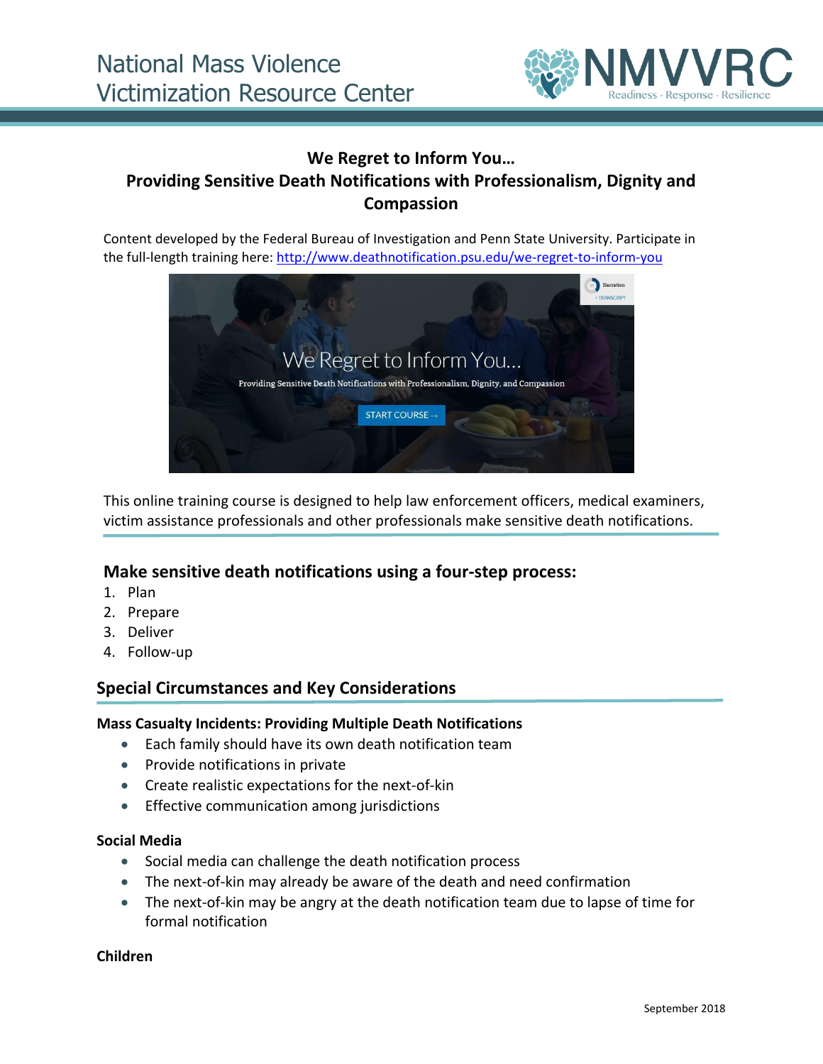National Mass Violence Victimization Resource Center

NMVVRC
Readiness · Response · Resilience

## We Regret to Inform You… Providing Sensitive Death Notifications with Professionalism, Dignity and Compassion

Content developed by the Federal Bureau of Investigation and Penn State University. Participate in the full-length training here: [http://www.deathnotification.psu.edu/we-regret-to-inform-you](http://www.deathnotification.psu.edu/we-regret-to-inform-you)

This online training course is designed to help law enforcement officers, medical examiners, victim assistance professionals and other professionals make sensitive death notifications.

### Make sensitive death notifications using a four-step process:

1. Plan
2. Prepare
3. Deliver
4. Follow-up

## Special Circumstances and Key Considerations

**Mass Casualty Incidents: Providing Multiple Death Notifications**

- Each family should have its own death notification team
- Provide notifications in private
- Create realistic expectations for the next-of-kin
- Effective communication among jurisdictions

**Social Media**

- Social media can challenge the death notification process
- The next-of-kin may already be aware of the death and need confirmation
- The next-of-kin may be angry at the death notification team due to lapse of time for formal notification

**Children**

September 2018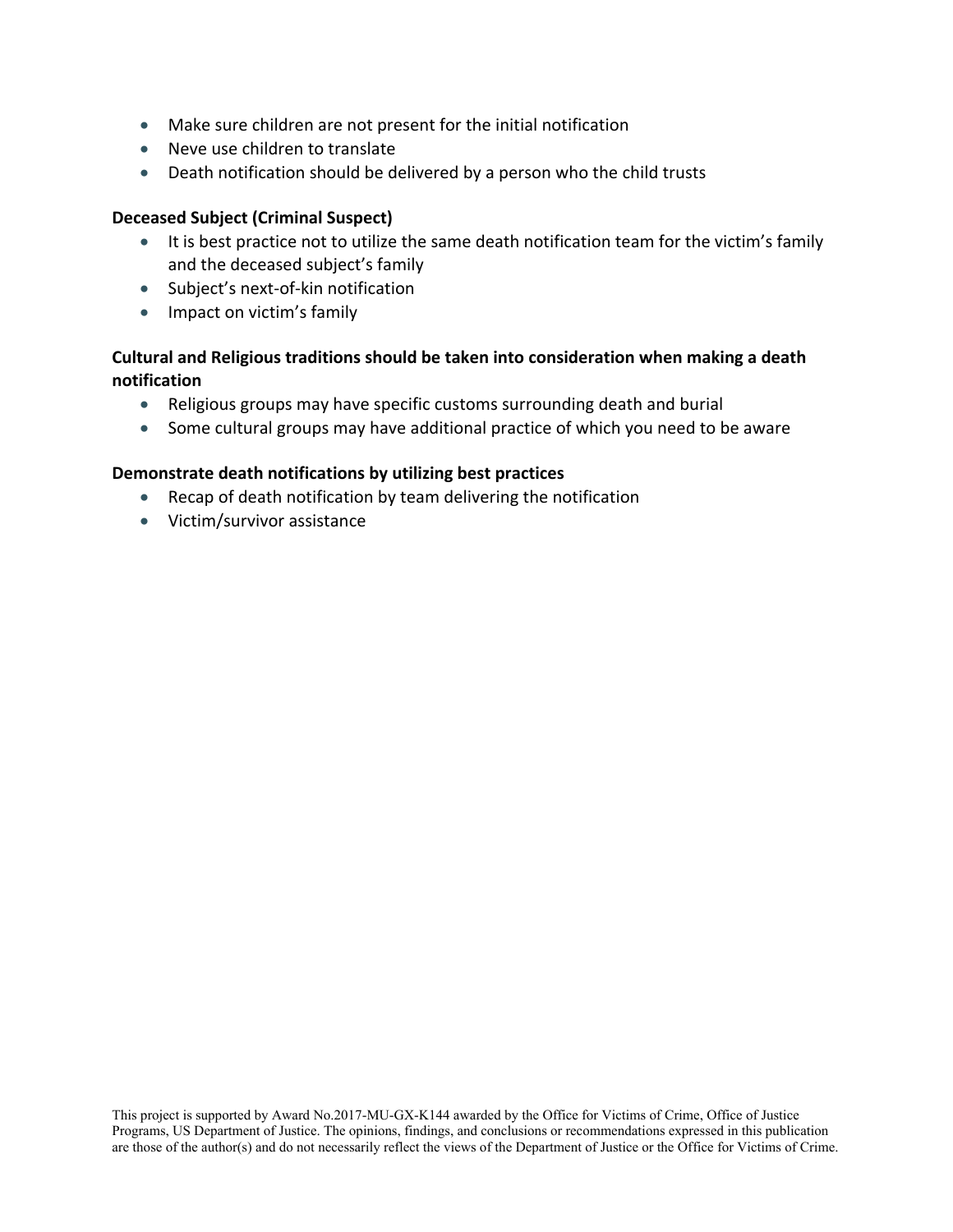- Make sure children are not present for the initial notification
- Neve use children to translate
- Death notification should be delivered by a person who the child trusts

**Deceased Subject (Criminal Suspect)**

- It is best practice not to utilize the same death notification team for the victim's family and the deceased subject's family
- Subject's next-of-kin notification
- Impact on victim's family

**Cultural and Religious traditions should be taken into consideration when making a death notification**

- Religious groups may have specific customs surrounding death and burial
- Some cultural groups may have additional practice of which you need to be aware

**Demonstrate death notifications by utilizing best practices**

- Recap of death notification by team delivering the notification
- Victim/survivor assistance

This project is supported by Award No.2017-MU-GX-K144 awarded by the Office for Victims of Crime, Office of Justice Programs, US Department of Justice. The opinions, findings, and conclusions or recommendations expressed in this publication are those of the author(s) and do not necessarily reflect the views of the Department of Justice or the Office for Victims of Crime.